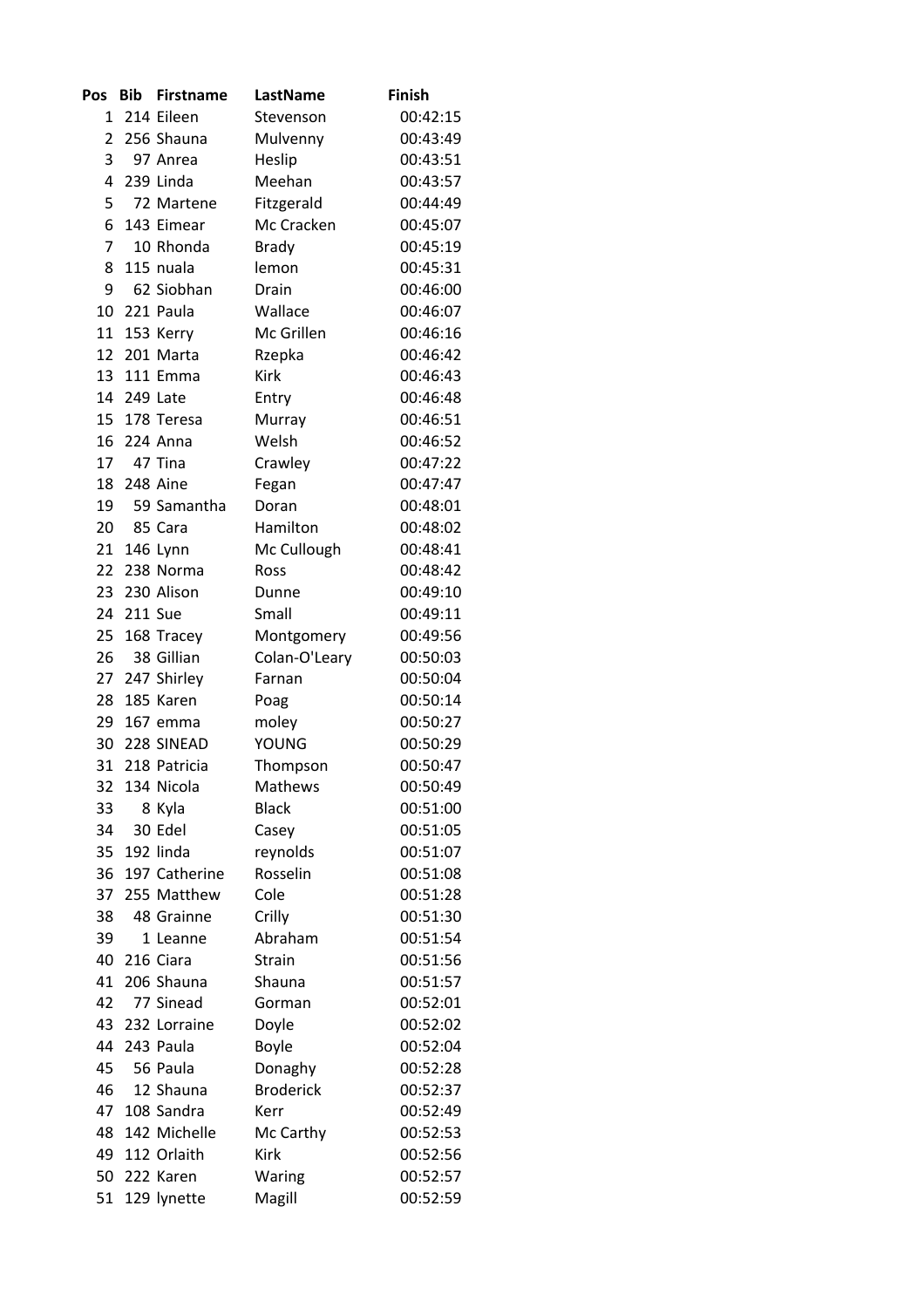| Pos | Bib | Firstname | LastName | Finish |
|---|---|---|---|---|
| 1 | 214 | Eileen | Stevenson | 00:42:15 |
| 2 | 256 | Shauna | Mulvenny | 00:43:49 |
| 3 | 97 | Anrea | Heslip | 00:43:51 |
| 4 | 239 | Linda | Meehan | 00:43:57 |
| 5 | 72 | Martene | Fitzgerald | 00:44:49 |
| 6 | 143 | Eimear | Mc Cracken | 00:45:07 |
| 7 | 10 | Rhonda | Brady | 00:45:19 |
| 8 | 115 | nuala | lemon | 00:45:31 |
| 9 | 62 | Siobhan | Drain | 00:46:00 |
| 10 | 221 | Paula | Wallace | 00:46:07 |
| 11 | 153 | Kerry | Mc Grillen | 00:46:16 |
| 12 | 201 | Marta | Rzepka | 00:46:42 |
| 13 | 111 | Emma | Kirk | 00:46:43 |
| 14 | 249 | Late | Entry | 00:46:48 |
| 15 | 178 | Teresa | Murray | 00:46:51 |
| 16 | 224 | Anna | Welsh | 00:46:52 |
| 17 | 47 | Tina | Crawley | 00:47:22 |
| 18 | 248 | Aine | Fegan | 00:47:47 |
| 19 | 59 | Samantha | Doran | 00:48:01 |
| 20 | 85 | Cara | Hamilton | 00:48:02 |
| 21 | 146 | Lynn | Mc Cullough | 00:48:41 |
| 22 | 238 | Norma | Ross | 00:48:42 |
| 23 | 230 | Alison | Dunne | 00:49:10 |
| 24 | 211 | Sue | Small | 00:49:11 |
| 25 | 168 | Tracey | Montgomery | 00:49:56 |
| 26 | 38 | Gillian | Colan-O'Leary | 00:50:03 |
| 27 | 247 | Shirley | Farnan | 00:50:04 |
| 28 | 185 | Karen | Poag | 00:50:14 |
| 29 | 167 | emma | moley | 00:50:27 |
| 30 | 228 | SINEAD | YOUNG | 00:50:29 |
| 31 | 218 | Patricia | Thompson | 00:50:47 |
| 32 | 134 | Nicola | Mathews | 00:50:49 |
| 33 | 8 | Kyla | Black | 00:51:00 |
| 34 | 30 | Edel | Casey | 00:51:05 |
| 35 | 192 | linda | reynolds | 00:51:07 |
| 36 | 197 | Catherine | Rosselin | 00:51:08 |
| 37 | 255 | Matthew | Cole | 00:51:28 |
| 38 | 48 | Grainne | Crilly | 00:51:30 |
| 39 | 1 | Leanne | Abraham | 00:51:54 |
| 40 | 216 | Ciara | Strain | 00:51:56 |
| 41 | 206 | Shauna | Shauna | 00:51:57 |
| 42 | 77 | Sinead | Gorman | 00:52:01 |
| 43 | 232 | Lorraine | Doyle | 00:52:02 |
| 44 | 243 | Paula | Boyle | 00:52:04 |
| 45 | 56 | Paula | Donaghy | 00:52:28 |
| 46 | 12 | Shauna | Broderick | 00:52:37 |
| 47 | 108 | Sandra | Kerr | 00:52:49 |
| 48 | 142 | Michelle | Mc Carthy | 00:52:53 |
| 49 | 112 | Orlaith | Kirk | 00:52:56 |
| 50 | 222 | Karen | Waring | 00:52:57 |
| 51 | 129 | lynette | Magill | 00:52:59 |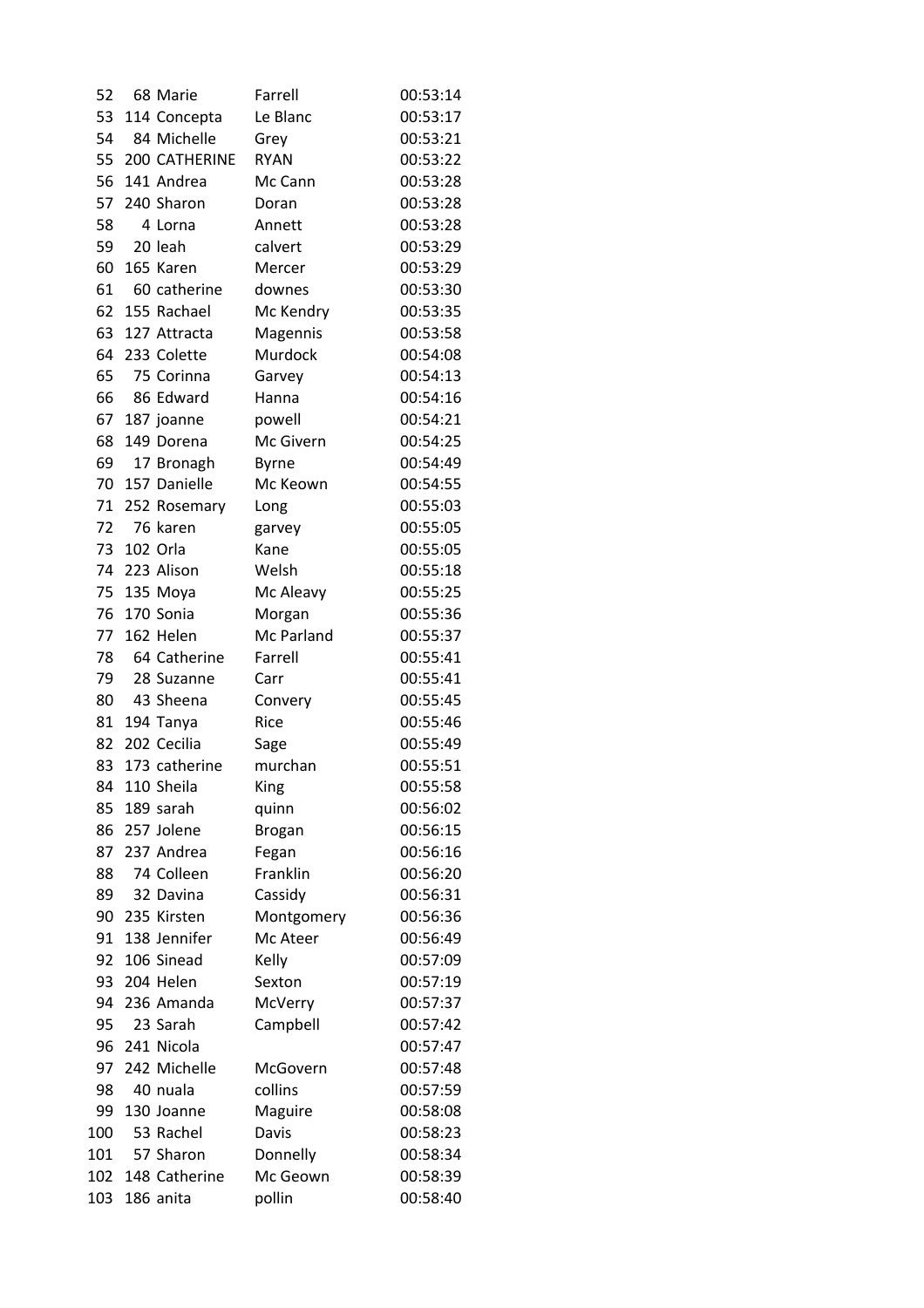| | | | | |
|---|---|---|---|---|
| 52 | 68 | Marie | Farrell | 00:53:14 |
| 53 | 114 | Concepta | Le Blanc | 00:53:17 |
| 54 | 84 | Michelle | Grey | 00:53:21 |
| 55 | 200 | CATHERINE | RYAN | 00:53:22 |
| 56 | 141 | Andrea | Mc Cann | 00:53:28 |
| 57 | 240 | Sharon | Doran | 00:53:28 |
| 58 | 4 | Lorna | Annett | 00:53:28 |
| 59 | 20 | leah | calvert | 00:53:29 |
| 60 | 165 | Karen | Mercer | 00:53:29 |
| 61 | 60 | catherine | downes | 00:53:30 |
| 62 | 155 | Rachael | Mc Kendry | 00:53:35 |
| 63 | 127 | Attracta | Magennis | 00:53:58 |
| 64 | 233 | Colette | Murdock | 00:54:08 |
| 65 | 75 | Corinna | Garvey | 00:54:13 |
| 66 | 86 | Edward | Hanna | 00:54:16 |
| 67 | 187 | joanne | powell | 00:54:21 |
| 68 | 149 | Dorena | Mc Givern | 00:54:25 |
| 69 | 17 | Bronagh | Byrne | 00:54:49 |
| 70 | 157 | Danielle | Mc Keown | 00:54:55 |
| 71 | 252 | Rosemary | Long | 00:55:03 |
| 72 | 76 | karen | garvey | 00:55:05 |
| 73 | 102 | Orla | Kane | 00:55:05 |
| 74 | 223 | Alison | Welsh | 00:55:18 |
| 75 | 135 | Moya | Mc Aleavy | 00:55:25 |
| 76 | 170 | Sonia | Morgan | 00:55:36 |
| 77 | 162 | Helen | Mc Parland | 00:55:37 |
| 78 | 64 | Catherine | Farrell | 00:55:41 |
| 79 | 28 | Suzanne | Carr | 00:55:41 |
| 80 | 43 | Sheena | Convery | 00:55:45 |
| 81 | 194 | Tanya | Rice | 00:55:46 |
| 82 | 202 | Cecilia | Sage | 00:55:49 |
| 83 | 173 | catherine | murchan | 00:55:51 |
| 84 | 110 | Sheila | King | 00:55:58 |
| 85 | 189 | sarah | quinn | 00:56:02 |
| 86 | 257 | Jolene | Brogan | 00:56:15 |
| 87 | 237 | Andrea | Fegan | 00:56:16 |
| 88 | 74 | Colleen | Franklin | 00:56:20 |
| 89 | 32 | Davina | Cassidy | 00:56:31 |
| 90 | 235 | Kirsten | Montgomery | 00:56:36 |
| 91 | 138 | Jennifer | Mc Ateer | 00:56:49 |
| 92 | 106 | Sinead | Kelly | 00:57:09 |
| 93 | 204 | Helen | Sexton | 00:57:19 |
| 94 | 236 | Amanda | McVerry | 00:57:37 |
| 95 | 23 | Sarah | Campbell | 00:57:42 |
| 96 | 241 | Nicola | | 00:57:47 |
| 97 | 242 | Michelle | McGovern | 00:57:48 |
| 98 | 40 | nuala | collins | 00:57:59 |
| 99 | 130 | Joanne | Maguire | 00:58:08 |
| 100 | 53 | Rachel | Davis | 00:58:23 |
| 101 | 57 | Sharon | Donnelly | 00:58:34 |
| 102 | 148 | Catherine | Mc Geown | 00:58:39 |
| 103 | 186 | anita | pollin | 00:58:40 |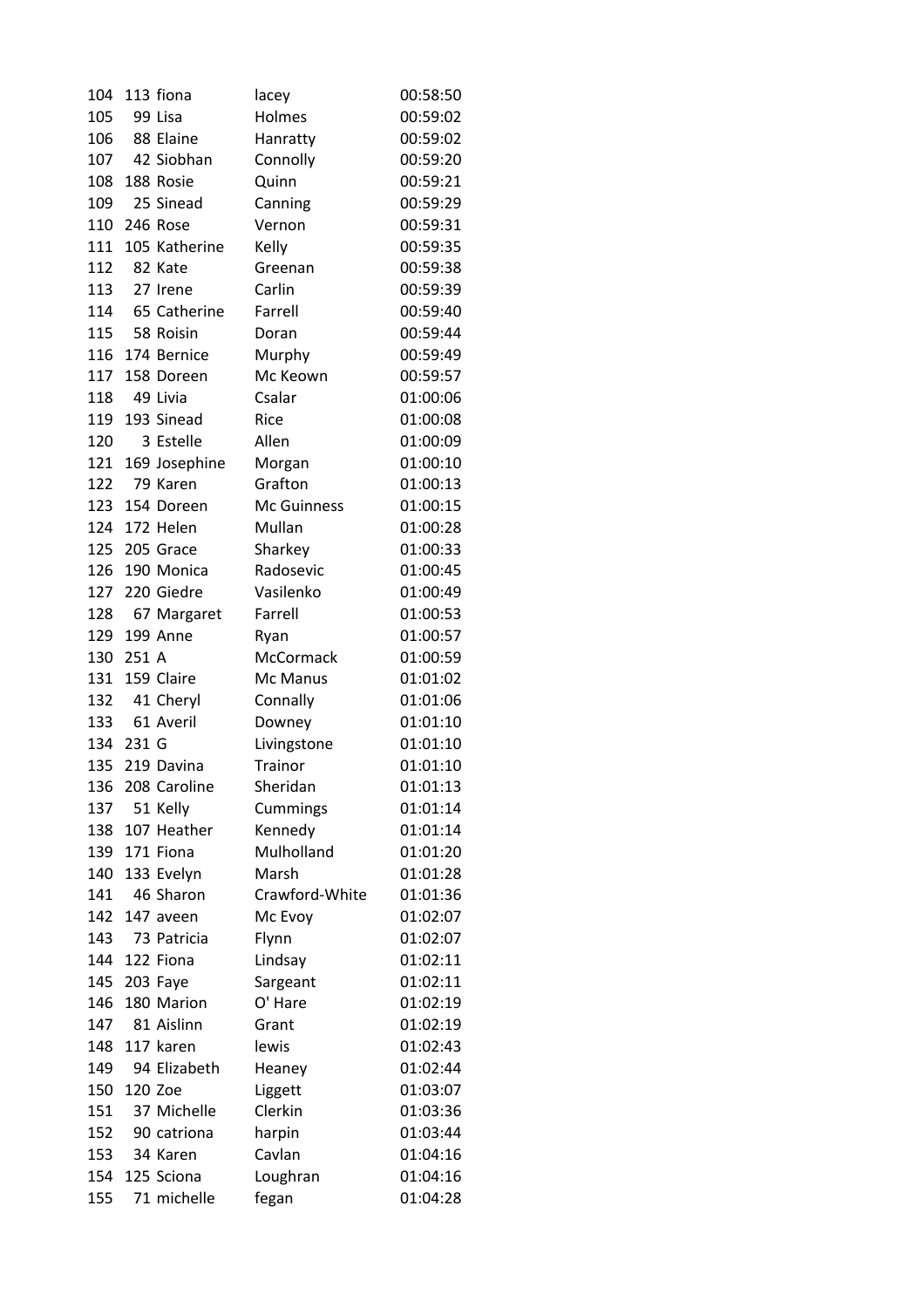| | | | | |
|---|---|---|---|---|
| 104 | 113 | fiona | lacey | 00:58:50 |
| 105 | 99 | Lisa | Holmes | 00:59:02 |
| 106 | 88 | Elaine | Hanratty | 00:59:02 |
| 107 | 42 | Siobhan | Connolly | 00:59:20 |
| 108 | 188 | Rosie | Quinn | 00:59:21 |
| 109 | 25 | Sinead | Canning | 00:59:29 |
| 110 | 246 | Rose | Vernon | 00:59:31 |
| 111 | 105 | Katherine | Kelly | 00:59:35 |
| 112 | 82 | Kate | Greenan | 00:59:38 |
| 113 | 27 | Irene | Carlin | 00:59:39 |
| 114 | 65 | Catherine | Farrell | 00:59:40 |
| 115 | 58 | Roisin | Doran | 00:59:44 |
| 116 | 174 | Bernice | Murphy | 00:59:49 |
| 117 | 158 | Doreen | Mc Keown | 00:59:57 |
| 118 | 49 | Livia | Csalar | 01:00:06 |
| 119 | 193 | Sinead | Rice | 01:00:08 |
| 120 | 3 | Estelle | Allen | 01:00:09 |
| 121 | 169 | Josephine | Morgan | 01:00:10 |
| 122 | 79 | Karen | Grafton | 01:00:13 |
| 123 | 154 | Doreen | Mc Guinness | 01:00:15 |
| 124 | 172 | Helen | Mullan | 01:00:28 |
| 125 | 205 | Grace | Sharkey | 01:00:33 |
| 126 | 190 | Monica | Radosevic | 01:00:45 |
| 127 | 220 | Giedre | Vasilenko | 01:00:49 |
| 128 | 67 | Margaret | Farrell | 01:00:53 |
| 129 | 199 | Anne | Ryan | 01:00:57 |
| 130 | 251 | A | McCormack | 01:00:59 |
| 131 | 159 | Claire | Mc Manus | 01:01:02 |
| 132 | 41 | Cheryl | Connally | 01:01:06 |
| 133 | 61 | Averil | Downey | 01:01:10 |
| 134 | 231 | G | Livingstone | 01:01:10 |
| 135 | 219 | Davina | Trainor | 01:01:10 |
| 136 | 208 | Caroline | Sheridan | 01:01:13 |
| 137 | 51 | Kelly | Cummings | 01:01:14 |
| 138 | 107 | Heather | Kennedy | 01:01:14 |
| 139 | 171 | Fiona | Mulholland | 01:01:20 |
| 140 | 133 | Evelyn | Marsh | 01:01:28 |
| 141 | 46 | Sharon | Crawford-White | 01:01:36 |
| 142 | 147 | aveen | Mc Evoy | 01:02:07 |
| 143 | 73 | Patricia | Flynn | 01:02:07 |
| 144 | 122 | Fiona | Lindsay | 01:02:11 |
| 145 | 203 | Faye | Sargeant | 01:02:11 |
| 146 | 180 | Marion | O' Hare | 01:02:19 |
| 147 | 81 | Aislinn | Grant | 01:02:19 |
| 148 | 117 | karen | lewis | 01:02:43 |
| 149 | 94 | Elizabeth | Heaney | 01:02:44 |
| 150 | 120 | Zoe | Liggett | 01:03:07 |
| 151 | 37 | Michelle | Clerkin | 01:03:36 |
| 152 | 90 | catriona | harpin | 01:03:44 |
| 153 | 34 | Karen | Cavlan | 01:04:16 |
| 154 | 125 | Sciona | Loughran | 01:04:16 |
| 155 | 71 | michelle | fegan | 01:04:28 |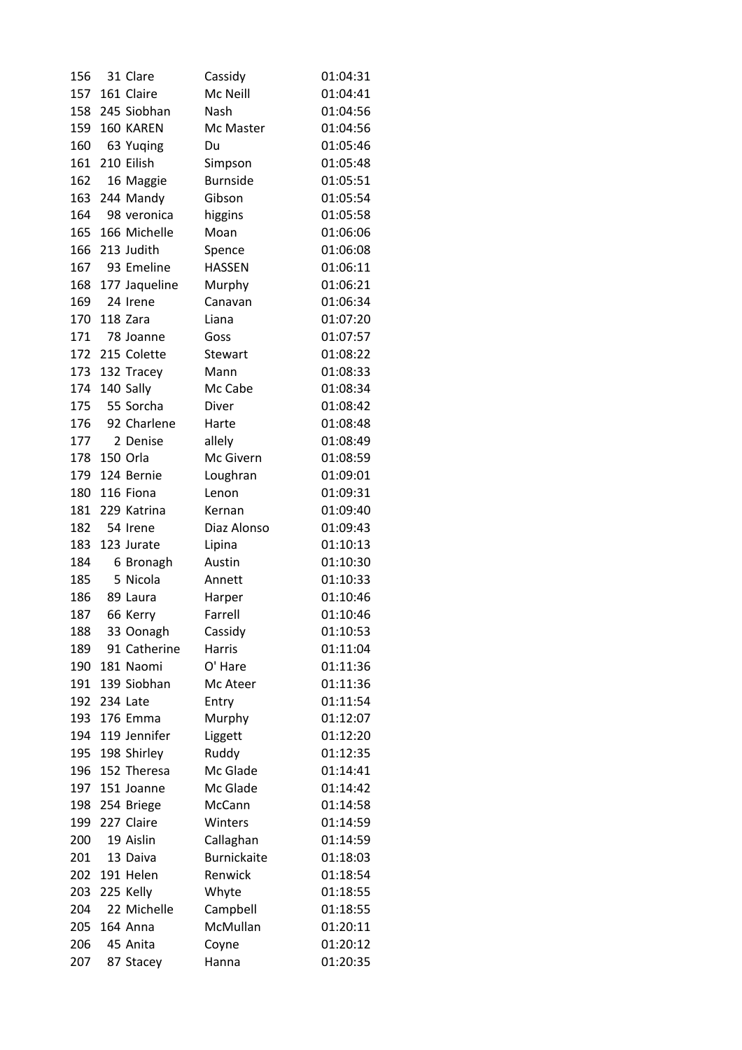| | | | | |
|---|---|---|---|---|
| 156 | 31 | Clare | Cassidy | 01:04:31 |
| 157 | 161 | Claire | Mc Neill | 01:04:41 |
| 158 | 245 | Siobhan | Nash | 01:04:56 |
| 159 | 160 | KAREN | Mc Master | 01:04:56 |
| 160 | 63 | Yuqing | Du | 01:05:46 |
| 161 | 210 | Eilish | Simpson | 01:05:48 |
| 162 | 16 | Maggie | Burnside | 01:05:51 |
| 163 | 244 | Mandy | Gibson | 01:05:54 |
| 164 | 98 | veronica | higgins | 01:05:58 |
| 165 | 166 | Michelle | Moan | 01:06:06 |
| 166 | 213 | Judith | Spence | 01:06:08 |
| 167 | 93 | Emeline | HASSEN | 01:06:11 |
| 168 | 177 | Jaqueline | Murphy | 01:06:21 |
| 169 | 24 | Irene | Canavan | 01:06:34 |
| 170 | 118 | Zara | Liana | 01:07:20 |
| 171 | 78 | Joanne | Goss | 01:07:57 |
| 172 | 215 | Colette | Stewart | 01:08:22 |
| 173 | 132 | Tracey | Mann | 01:08:33 |
| 174 | 140 | Sally | Mc Cabe | 01:08:34 |
| 175 | 55 | Sorcha | Diver | 01:08:42 |
| 176 | 92 | Charlene | Harte | 01:08:48 |
| 177 | 2 | Denise | allely | 01:08:49 |
| 178 | 150 | Orla | Mc Givern | 01:08:59 |
| 179 | 124 | Bernie | Loughran | 01:09:01 |
| 180 | 116 | Fiona | Lenon | 01:09:31 |
| 181 | 229 | Katrina | Kernan | 01:09:40 |
| 182 | 54 | Irene | Diaz Alonso | 01:09:43 |
| 183 | 123 | Jurate | Lipina | 01:10:13 |
| 184 | 6 | Bronagh | Austin | 01:10:30 |
| 185 | 5 | Nicola | Annett | 01:10:33 |
| 186 | 89 | Laura | Harper | 01:10:46 |
| 187 | 66 | Kerry | Farrell | 01:10:46 |
| 188 | 33 | Oonagh | Cassidy | 01:10:53 |
| 189 | 91 | Catherine | Harris | 01:11:04 |
| 190 | 181 | Naomi | O' Hare | 01:11:36 |
| 191 | 139 | Siobhan | Mc Ateer | 01:11:36 |
| 192 | 234 | Late | Entry | 01:11:54 |
| 193 | 176 | Emma | Murphy | 01:12:07 |
| 194 | 119 | Jennifer | Liggett | 01:12:20 |
| 195 | 198 | Shirley | Ruddy | 01:12:35 |
| 196 | 152 | Theresa | Mc Glade | 01:14:41 |
| 197 | 151 | Joanne | Mc Glade | 01:14:42 |
| 198 | 254 | Briege | McCann | 01:14:58 |
| 199 | 227 | Claire | Winters | 01:14:59 |
| 200 | 19 | Aislin | Callaghan | 01:14:59 |
| 201 | 13 | Daiva | Burnickaite | 01:18:03 |
| 202 | 191 | Helen | Renwick | 01:18:54 |
| 203 | 225 | Kelly | Whyte | 01:18:55 |
| 204 | 22 | Michelle | Campbell | 01:18:55 |
| 205 | 164 | Anna | McMullan | 01:20:11 |
| 206 | 45 | Anita | Coyne | 01:20:12 |
| 207 | 87 | Stacey | Hanna | 01:20:35 |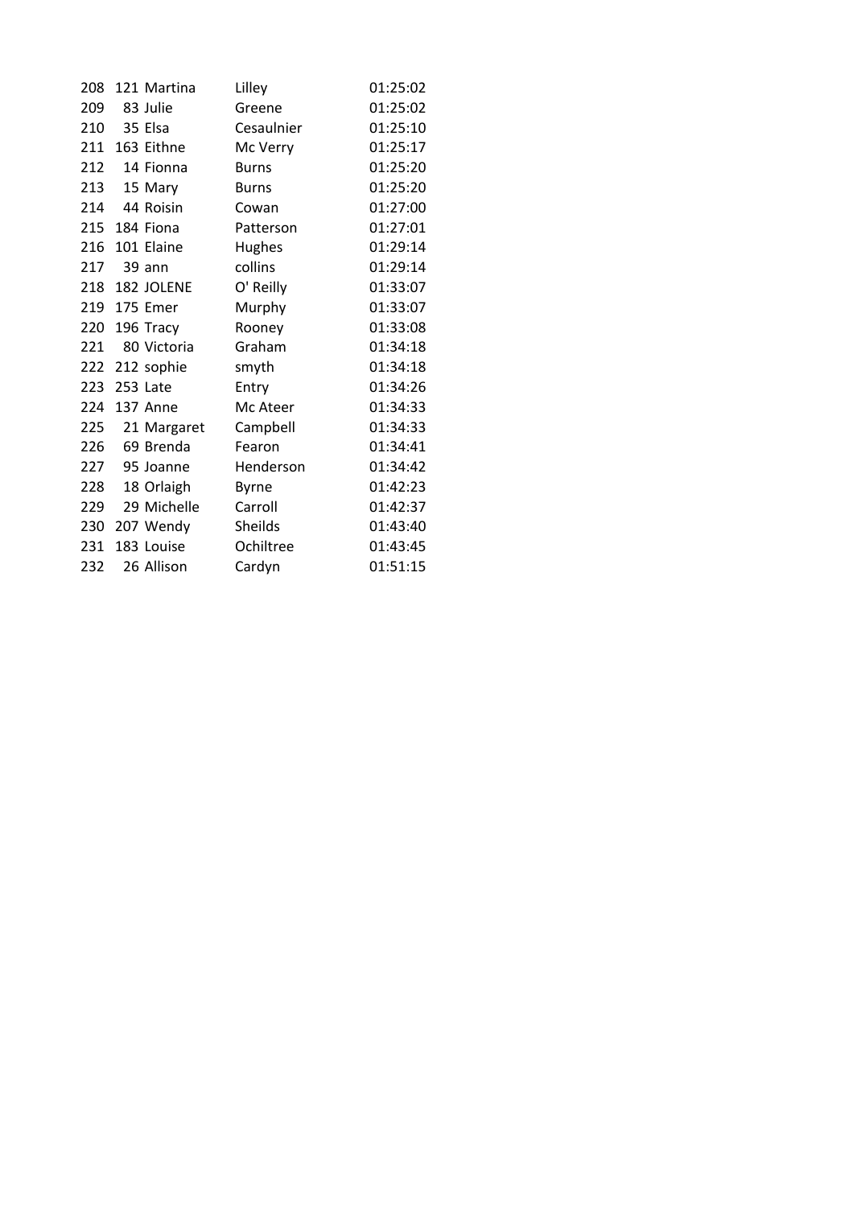| | | | | |
|---|---|---|---|---|
| 208 | 121 | Martina | Lilley | 01:25:02 |
| 209 | 83 | Julie | Greene | 01:25:02 |
| 210 | 35 | Elsa | Cesaulnier | 01:25:10 |
| 211 | 163 | Eithne | Mc Verry | 01:25:17 |
| 212 | 14 | Fionna | Burns | 01:25:20 |
| 213 | 15 | Mary | Burns | 01:25:20 |
| 214 | 44 | Roisin | Cowan | 01:27:00 |
| 215 | 184 | Fiona | Patterson | 01:27:01 |
| 216 | 101 | Elaine | Hughes | 01:29:14 |
| 217 | 39 | ann | collins | 01:29:14 |
| 218 | 182 | JOLENE | O' Reilly | 01:33:07 |
| 219 | 175 | Emer | Murphy | 01:33:07 |
| 220 | 196 | Tracy | Rooney | 01:33:08 |
| 221 | 80 | Victoria | Graham | 01:34:18 |
| 222 | 212 | sophie | smyth | 01:34:18 |
| 223 | 253 | Late | Entry | 01:34:26 |
| 224 | 137 | Anne | Mc Ateer | 01:34:33 |
| 225 | 21 | Margaret | Campbell | 01:34:33 |
| 226 | 69 | Brenda | Fearon | 01:34:41 |
| 227 | 95 | Joanne | Henderson | 01:34:42 |
| 228 | 18 | Orlaigh | Byrne | 01:42:23 |
| 229 | 29 | Michelle | Carroll | 01:42:37 |
| 230 | 207 | Wendy | Sheilds | 01:43:40 |
| 231 | 183 | Louise | Ochiltree | 01:43:45 |
| 232 | 26 | Allison | Cardyn | 01:51:15 |